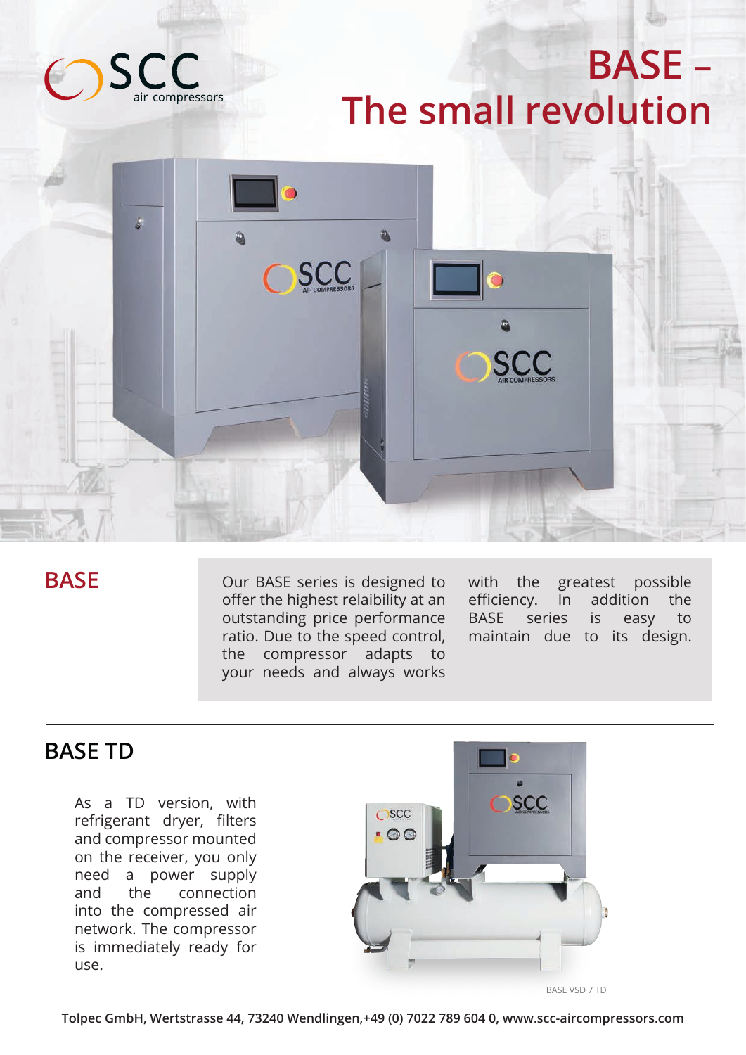SCC air compressors

# BASE – The small revolution

## BASE

Our BASE series is designed to offer the highest relaibility at an outstanding price performance ratio. Due to the speed control, the compressor adapts to your needs and always works with the greatest possible efficiency. In addition the BASE series is easy to maintain due to its design.

## BASE TD

As a TD version, with refrigerant dryer, filters and compressor mounted on the receiver, you only need a power supply and the connection into the compressed air network. The compressor is immediately ready for use.

BASE VSD 7 TD

**Tolpec GmbH, Wertstrasse 44, 73240 Wendlingen,+49 (0) 7022 789 604 0, www.scc-aircompressors.com**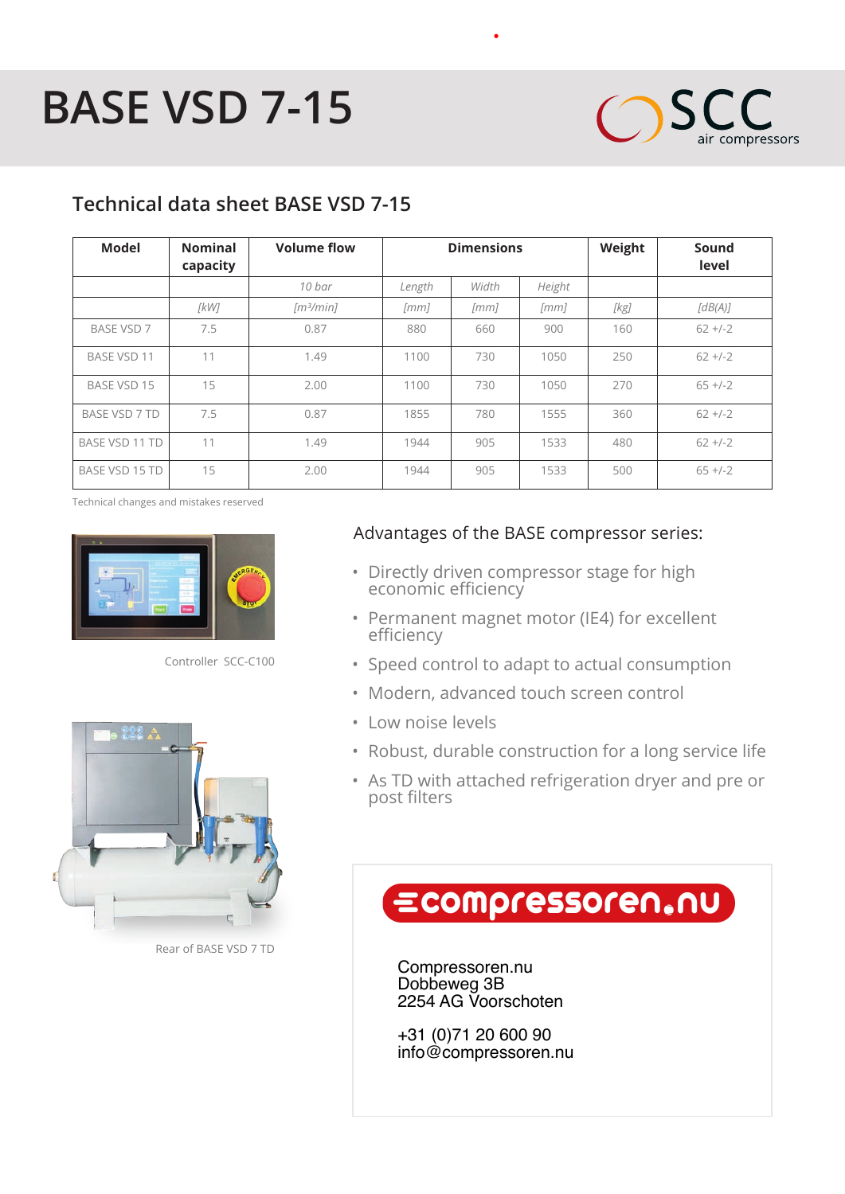# BASE VSD 7-15

SCC air compressors

## Technical data sheet BASE VSD 7-15

| Model | Nominal capacity | Volume flow | Dimensions | | | Weight | Sound level |
|---|---|---|---|---|---|---|---|
| | | *10 bar* | *Length* | *Width* | *Height* | | |
| | *[kW]* | *[m³/min]* | *[mm]* | *[mm]* | *[mm]* | *[kg]* | *[dB(A)]* |
| BASE VSD 7 | 7.5 | 0.87 | 880 | 660 | 900 | 160 | 62 +/-2 |
| BASE VSD 11 | 11 | 1.49 | 1100 | 730 | 1050 | 250 | 62 +/-2 |
| BASE VSD 15 | 15 | 2.00 | 1100 | 730 | 1050 | 270 | 65 +/-2 |
| BASE VSD 7 TD | 7.5 | 0.87 | 1855 | 780 | 1555 | 360 | 62 +/-2 |
| BASE VSD 11 TD | 11 | 1.49 | 1944 | 905 | 1533 | 480 | 62 +/-2 |
| BASE VSD 15 TD | 15 | 2.00 | 1944 | 905 | 1533 | 500 | 65 +/-2 |

Technical changes and mistakes reserved

Controller SCC-C100

Rear of BASE VSD 7 TD

### Advantages of the BASE compressor series:

- Directly driven compressor stage for high economic efficiency
- Permanent magnet motor (IE4) for excellent efficiency
- Speed control to adapt to actual consumption
- Modern, advanced touch screen control
- Low noise levels
- Robust, durable construction for a long service life
- As TD with attached refrigeration dryer and pre or post filters

compressoren.nu

Compressoren.nu
Dobbeweg 3B
2254 AG Voorschoten

+31 (0)71 20 600 90
info@compressoren.nu